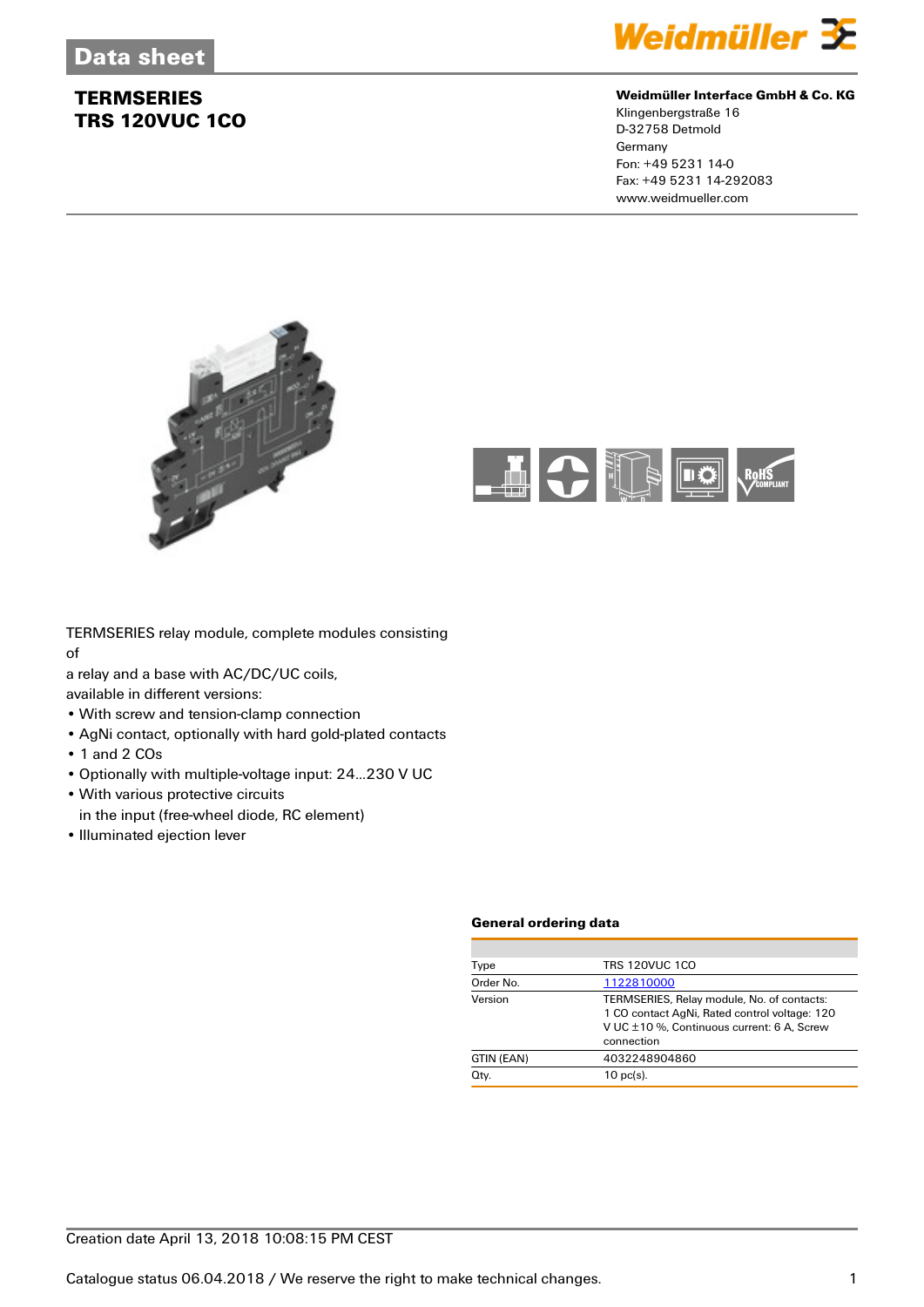# Data sheet

## TERMSERIES
## TRS 120VUC 1CO

**Weidmüller Interface GmbH & Co. KG**
Klingenbergstraße 16
D-32758 Detmold
Germany
Fon: +49 5231 14-0
Fax: +49 5231 14-292083
www.weidmueller.com

TERMSERIES relay module, complete modules consisting of
a relay and a base with AC/DC/UC coils,
available in different versions:

- With screw and tension-clamp connection
- AgNi contact, optionally with hard gold-plated contacts
- 1 and 2 COs
- Optionally with multiple-voltage input: 24...230 V UC
- With various protective circuits
  in the input (free-wheel diode, RC element)
- Illuminated ejection lever

### General ordering data

| | |
|---|---|
| Type | TRS 120VUC 1CO |
| Order No. | 1122810000 |
| Version | TERMSERIES, Relay module, No. of contacts: 1 CO contact AgNi, Rated control voltage: 120 V UC ±10 %, Continuous current: 6 A, Screw connection |
| GTIN (EAN) | 4032248904860 |
| Qty. | 10 pc(s). |

Creation date April 13, 2018 10:08:15 PM CEST

Catalogue status 06.04.2018 / We reserve the right to make technical changes.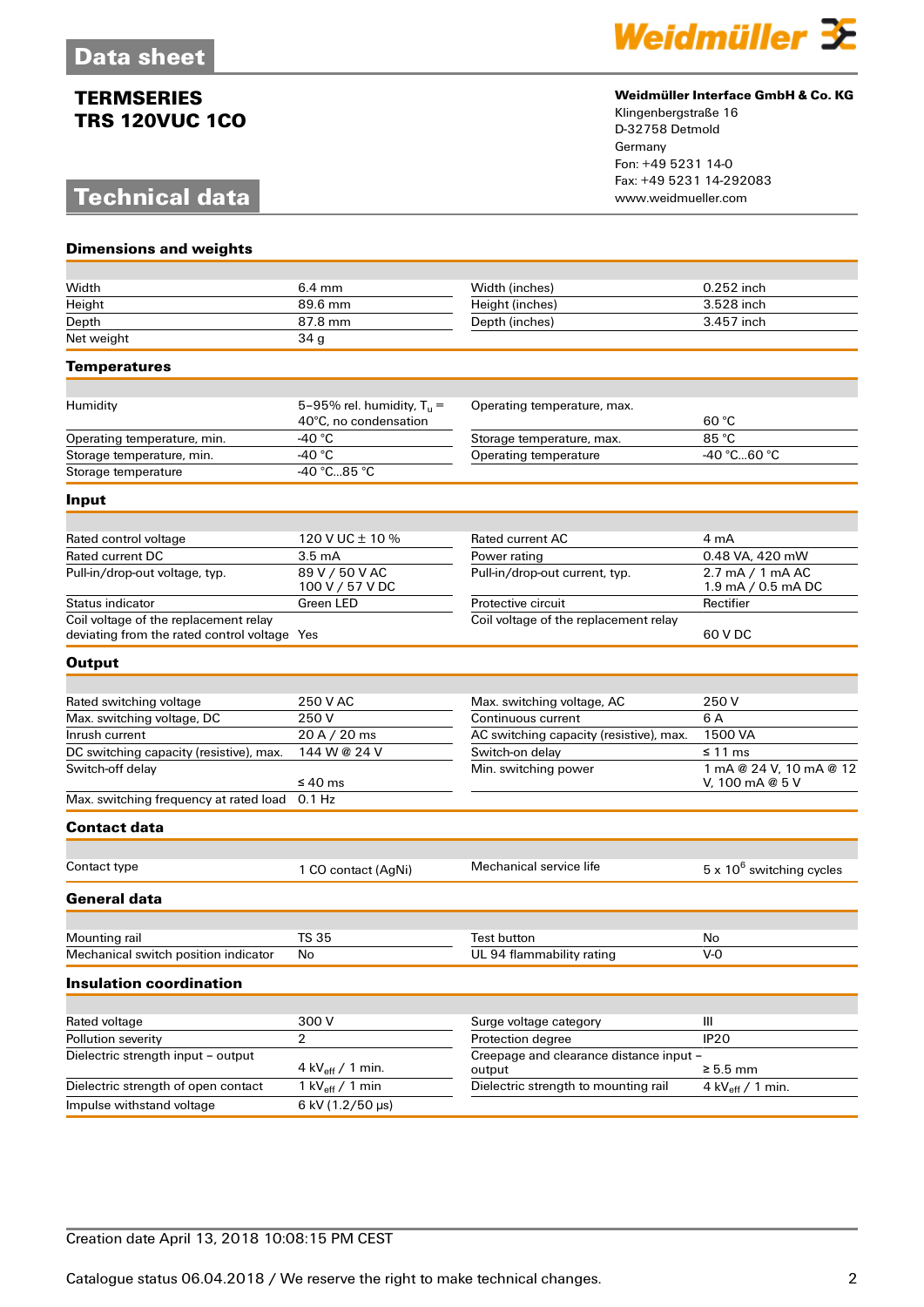# Data sheet

**TERMSERIES**
**TRS 120VUC 1CO**

**Weidmüller Interface GmbH & Co. KG**
Klingenbergstraße 16
D-32758 Detmold
Germany
Fon: +49 5231 14-0
Fax: +49 5231 14-292083
www.weidmueller.com

# Technical data

### Dimensions and weights

| | | | |
|---|---|---|---|
| Width | 6.4 mm | Width (inches) | 0.252 inch |
| Height | 89.6 mm | Height (inches) | 3.528 inch |
| Depth | 87.8 mm | Depth (inches) | 3.457 inch |
| Net weight | 34 g | | |

### Temperatures

| | | | |
|---|---|---|---|
| Humidity | 5–95% rel. humidity, $T_u$ = 40°C, no condensation | Operating temperature, max. | 60 °C |
| Operating temperature, min. | -40 °C | Storage temperature, max. | 85 °C |
| Storage temperature, min. | -40 °C | Operating temperature | -40 °C...60 °C |
| Storage temperature | -40 °C...85 °C | | |

### Input

| | | | |
|---|---|---|---|
| Rated control voltage | 120 V UC ± 10 % | Rated current AC | 4 mA |
| Rated current DC | 3.5 mA | Power rating | 0.48 VA, 420 mW |
| Pull-in/drop-out voltage, typ. | 89 V / 50 V AC<br>100 V / 57 V DC | Pull-in/drop-out current, typ. | 2.7 mA / 1 mA AC<br>1.9 mA / 0.5 mA DC |
| Status indicator | Green LED | Protective circuit | Rectifier |
| Coil voltage of the replacement relay deviating from the rated control voltage | Yes | Coil voltage of the replacement relay | 60 V DC |

### Output

| | | | |
|---|---|---|---|
| Rated switching voltage | 250 V AC | Max. switching voltage, AC | 250 V |
| Max. switching voltage, DC | 250 V | Continuous current | 6 A |
| Inrush current | 20 A / 20 ms | AC switching capacity (resistive), max. | 1500 VA |
| DC switching capacity (resistive), max. | 144 W @ 24 V | Switch-on delay | ≤ 11 ms |
| Switch-off delay | ≤ 40 ms | Min. switching power | 1 mA @ 24 V, 10 mA @ 12 V, 100 mA @ 5 V |
| Max. switching frequency at rated load | 0.1 Hz | | |

### Contact data

| | | | |
|---|---|---|---|
| Contact type | 1 CO contact (AgNi) | Mechanical service life | 5 x $10^6$ switching cycles |

### General data

| | | | |
|---|---|---|---|
| Mounting rail | TS 35 | Test button | No |
| Mechanical switch position indicator | No | UL 94 flammability rating | V-0 |

### Insulation coordination

| | | | |
|---|---|---|---|
| Rated voltage | 300 V | Surge voltage category | III |
| Pollution severity | 2 | Protection degree | IP20 |
| Dielectric strength input – output | 4 $kV_{eff}$ / 1 min. | Creepage and clearance distance input – output | ≥ 5.5 mm |
| Dielectric strength of open contact | 1 $kV_{eff}$ / 1 min | Dielectric strength to mounting rail | 4 $kV_{eff}$ / 1 min. |
| Impulse withstand voltage | 6 kV (1.2/50 µs) | | |

Creation date April 13, 2018 10:08:15 PM CEST

Catalogue status 06.04.2018 / We reserve the right to make technical changes.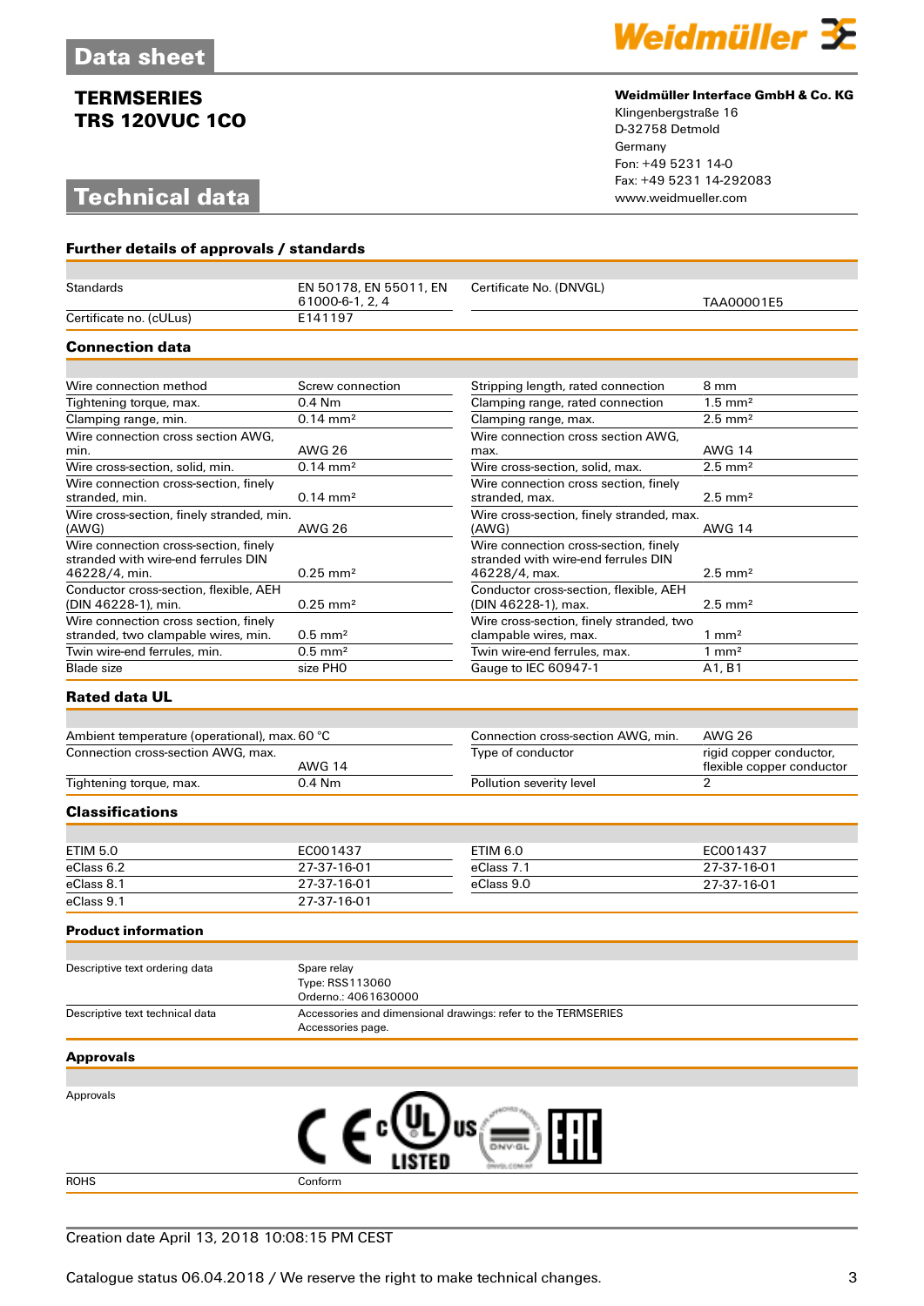# TERMSERIES
# TRS 120VUC 1CO

**Weidmüller Interface GmbH & Co. KG**
Klingenbergstraße 16
D-32758 Detmold
Germany
Fon: +49 5231 14-0
Fax: +49 5231 14-292083
www.weidmueller.com

## Technical data

### Further details of approvals / standards

| | | | |
|---|---|---|---|
| Standards | EN 50178, EN 55011, EN 61000-6-1, 2, 4 | Certificate No. (DNVGL) | TAA00001E5 |
| Certificate no. (cULus) | E141197 | | |

### Connection data

| | | | |
|---|---|---|---|
| Wire connection method | Screw connection | Stripping length, rated connection | 8 mm |
| Tightening torque, max. | 0.4 Nm | Clamping range, rated connection | 1.5 mm² |
| Clamping range, min. | 0.14 mm² | Clamping range, max. | 2.5 mm² |
| Wire connection cross section AWG, min. | AWG 26 | Wire connection cross section AWG, max. | AWG 14 |
| Wire cross-section, solid, min. | 0.14 mm² | Wire cross-section, solid, max. | 2.5 mm² |
| Wire connection cross-section, finely stranded, min. | 0.14 mm² | Wire connection cross section, finely stranded, max. | 2.5 mm² |
| Wire cross-section, finely stranded, min. (AWG) | AWG 26 | Wire cross-section, finely stranded, max. (AWG) | AWG 14 |
| Wire connection cross-section, finely stranded with wire-end ferrules DIN 46228/4, min. | 0.25 mm² | Wire connection cross-section, finely stranded with wire-end ferrules DIN 46228/4, max. | 2.5 mm² |
| Conductor cross-section, flexible, AEH (DIN 46228-1), min. | 0.25 mm² | Conductor cross-section, flexible, AEH (DIN 46228-1), max. | 2.5 mm² |
| Wire connection cross section, finely stranded, two clampable wires, min. | 0.5 mm² | Wire cross-section, finely stranded, two clampable wires, max. | 1 mm² |
| Twin wire-end ferrules, min. | 0.5 mm² | Twin wire-end ferrules, max. | 1 mm² |
| Blade size | size PH0 | Gauge to IEC 60947-1 | A1, B1 |

### Rated data UL

| | | | |
|---|---|---|---|
| Ambient temperature (operational), max. | 60 °C | Connection cross-section AWG, min. | AWG 26 |
| Connection cross-section AWG, max. | AWG 14 | Type of conductor | rigid copper conductor, flexible copper conductor |
| Tightening torque, max. | 0.4 Nm | Pollution severity level | 2 |

### Classifications

| | | | |
|---|---|---|---|
| ETIM 5.0 | EC001437 | ETIM 6.0 | EC001437 |
| eClass 6.2 | 27-37-16-01 | eClass 7.1 | 27-37-16-01 |
| eClass 8.1 | 27-37-16-01 | eClass 9.0 | 27-37-16-01 |
| eClass 9.1 | 27-37-16-01 | | |

### Product information

| | |
|---|---|
| Descriptive text ordering data | Spare relay<br>Type: RSS113060<br>Orderno.: 4061630000 |
| Descriptive text technical data | Accessories and dimensional drawings: refer to the TERMSERIES Accessories page. |

### Approvals

| | |
|---|---|
| Approvals | CE, cULus LISTED, DNV·GL, EAC |
| ROHS | Conform |

Creation date April 13, 2018 10:08:15 PM CEST

Catalogue status 06.04.2018 / We reserve the right to make technical changes.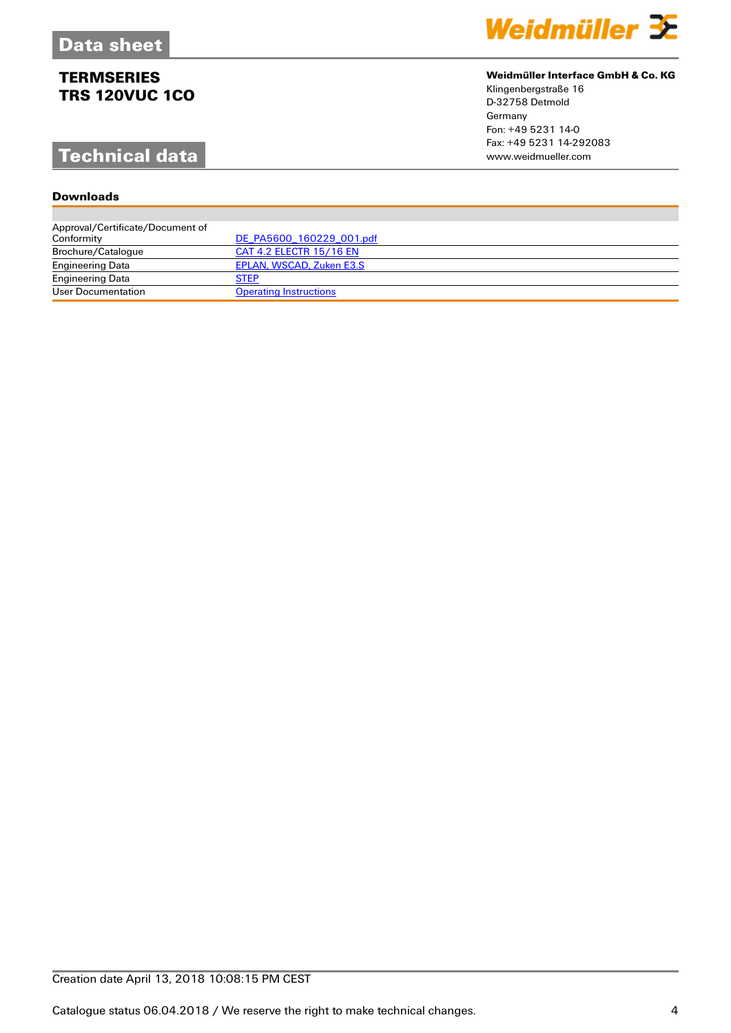# Data sheet

## TERMSERIES
## TRS 120VUC 1CO

## Technical data

**Weidmüller Interface GmbH & Co. KG**
Klingenbergstraße 16
D-32758 Detmold
Germany
Fon: +49 5231 14-0
Fax: +49 5231 14-292083
www.weidmueller.com

### Downloads

| | |
|---|---|
| Approval/Certificate/Document of Conformity | DE_PA5600_160229_001.pdf |
| Brochure/Catalogue | CAT 4.2 ELECTR 15/16 EN |
| Engineering Data | EPLAN, WSCAD, Zuken E3.S |
| Engineering Data | STEP |
| User Documentation | Operating Instructions |

Creation date April 13, 2018 10:08:15 PM CEST

Catalogue status 06.04.2018 / We reserve the right to make technical changes.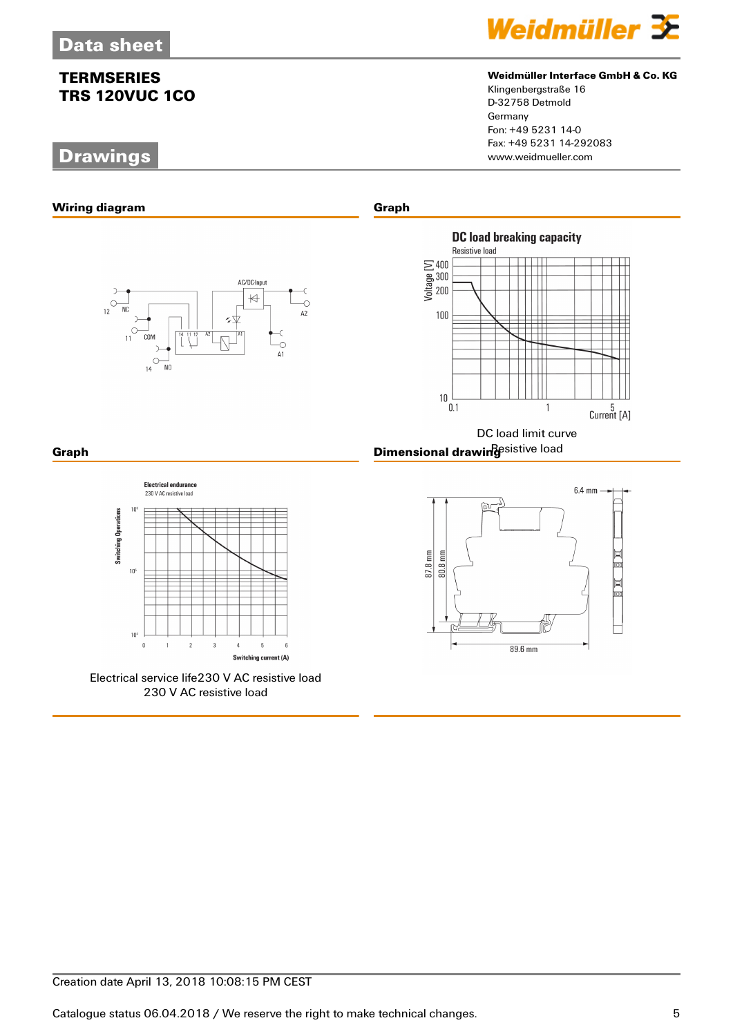## Data sheet

### TERMSERIES
### TRS 120VUC 1CO

**Weidmüller Interface GmbH & Co. KG**
Klingenbergstraße 16
D-32758 Detmold
Germany
Fon: +49 5231 14-0
Fax: +49 5231 14-292083
www.weidmueller.com

## Drawings

**Wiring diagram**

**Graph**

DC load limit curve
Resistive load

**Graph**

Electrical service life230 V AC resistive load
230 V AC resistive load

**Dimensional drawing**

Creation date April 13, 2018 10:08:15 PM CEST

Catalogue status 06.04.2018 / We reserve the right to make technical changes.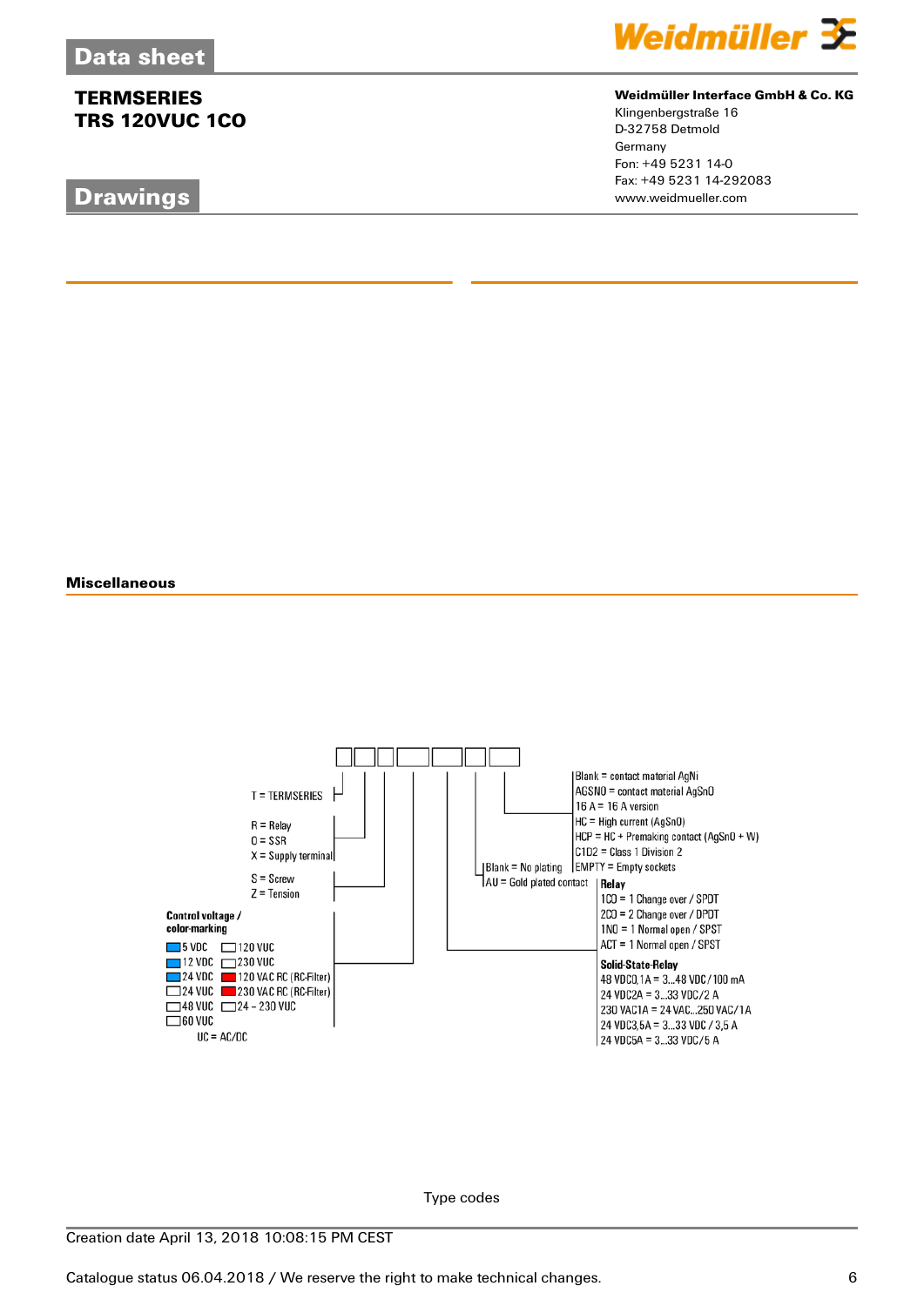## Data sheet

**TERMSERIES**
**TRS 120VUC 1CO**

**Weidmüller Interface GmbH & Co. KG**
Klingenbergstraße 16
D-32758 Detmold
Germany
Fon: +49 5231 14-0
Fax: +49 5231 14-292083
www.weidmueller.com

## Drawings

### Miscellaneous

T = TERMSERIES

R = Relay
O = SSR
X = Supply terminal

S = Screw
Z = Tension

Control voltage / color-marking

5 VDC
12 VDC
24 VDC
24 VUC
48 VUC
60 VUC
120 VUC
230 VUC
120 VAC RC (RC-Filter)
230 VAC RC (RC-Filter)
24 – 230 VUC

UC = AC/DC

Blank = No plating
AU = Gold plated contact

Blank = contact material AgNi
AGSNO = contact material AgSnO
16 A = 16 A version
HC = High current (AgSnO)
HCP = HC + Premaking contact (AgSnO + W)
C1D2 = Class 1 Division 2
EMPTY = Empty sockets

**Relay**
1CO = 1 Change over / SPDT
2CO = 2 Change over / DPDT
1NO = 1 Normal open / SPST
ACT = 1 Normal open / SPST

**Solid-State-Relay**
48 VDC0,1A = 3...48 VDC / 100 mA
24 VDC2A = 3...33 VDC / 2 A
230 VAC1A = 24 VAC...250 VAC / 1A
24 VDC3,5A = 3...33 VDC / 3,5 A
24 VDC5A = 3...33 VDC / 5 A

Type codes

Creation date April 13, 2018 10:08:15 PM CEST

Catalogue status 06.04.2018 / We reserve the right to make technical changes.